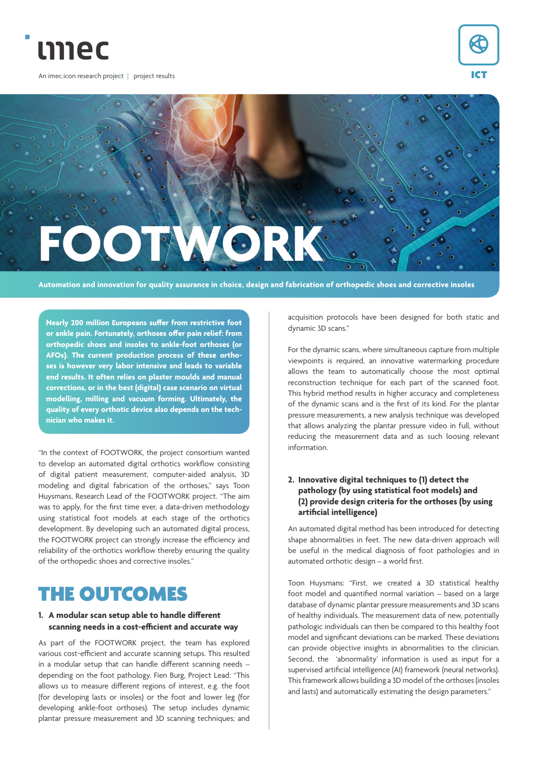imec

An imec.icon research project | project results

ICT

# FOOTWORK

**Automation and innovation for quality assurance in choice, design and fabrication of orthopedic shoes and corrective insoles**

**Nearly 200 million Europeans suffer from restrictive foot or ankle pain. Fortunately, orthoses offer pain relief: from orthopedic shoes and insoles to ankle-foot orthoses (or AFOs). The current production process of these orthoses is however very labor intensive and leads to variable end results. It often relies on plaster moulds and manual corrections, or in the best (digital) case scenario on virtual modelling, milling and vacuum forming. Ultimately, the quality of every orthotic device also depends on the technician who makes it.**

"In the context of FOOTWORK, the project consortium wanted to develop an automated digital orthotics workflow consisting of digital patient measurement, computer-aided analysis, 3D modeling and digital fabrication of the orthoses," says Toon Huysmans, Research Lead of the FOOTWORK project. "The aim was to apply, for the first time ever, a data-driven methodology using statistical foot models at each stage of the orthotics development. By developing such an automated digital process, the FOOTWORK project can strongly increase the efficiency and reliability of the orthotics workflow thereby ensuring the quality of the orthopedic shoes and corrective insoles."

## THE OUTCOMES

### 1. A modular scan setup able to handle different scanning needs in a cost-efficient and accurate way

As part of the FOOTWORK project, the team has explored various cost-efficient and accurate scanning setups. This resulted in a modular setup that can handle different scanning needs – depending on the foot pathology. Fien Burg, Project Lead: "This allows us to measure different regions of interest, e.g. the foot (for developing lasts or insoles) or the foot and lower leg (for developing ankle-foot orthoses). The setup includes dynamic plantar pressure measurement and 3D scanning techniques; and acquisition protocols have been designed for both static and dynamic 3D scans."

For the dynamic scans, where simultaneous capture from multiple viewpoints is required, an innovative watermarking procedure allows the team to automatically choose the most optimal reconstruction technique for each part of the scanned foot. This hybrid method results in higher accuracy and completeness of the dynamic scans and is the first of its kind. For the plantar pressure measurements, a new analysis technique was developed that allows analyzing the plantar pressure video in full, without reducing the measurement data and as such loosing relevant information.

### 2. Innovative digital techniques to (1) detect the pathology (by using statistical foot models) and (2) provide design criteria for the orthoses (by using artificial intelligence)

An automated digital method has been introduced for detecting shape abnormalities in feet. The new data-driven approach will be useful in the medical diagnosis of foot pathologies and in automated orthotic design – a world first.

Toon Huysmans: "First, we created a 3D statistical healthy foot model and quantified normal variation – based on a large database of dynamic plantar pressure measurements and 3D scans of healthy individuals. The measurement data of new, potentially pathologic individuals can then be compared to this healthy foot model and significant deviations can be marked. These deviations can provide objective insights in abnormalities to the clinician. Second, the 'abnormality' information is used as input for a supervised artificial intelligence (AI) framework (neural networks). This framework allows building a 3D model of the orthoses (insoles and lasts) and automatically estimating the design parameters."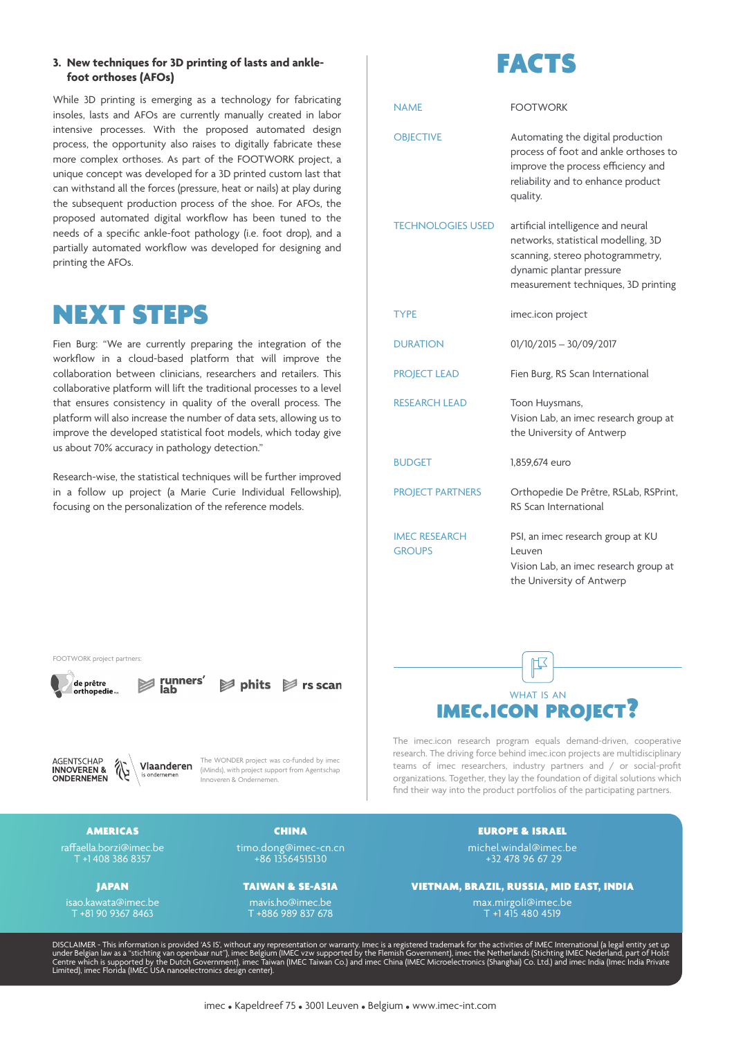### 3. New techniques for 3D printing of lasts and ankle-foot orthoses (AFOs)

While 3D printing is emerging as a technology for fabricating insoles, lasts and AFOs are currently manually created in labor intensive processes. With the proposed automated design process, the opportunity also raises to digitally fabricate these more complex orthoses. As part of the FOOTWORK project, a unique concept was developed for a 3D printed custom last that can withstand all the forces (pressure, heat or nails) at play during the subsequent production process of the shoe. For AFOs, the proposed automated digital workflow has been tuned to the needs of a specific ankle-foot pathology (i.e. foot drop), and a partially automated workflow was developed for designing and printing the AFOs.

## NEXT STEPS

Fien Burg: "We are currently preparing the integration of the workflow in a cloud-based platform that will improve the collaboration between clinicians, researchers and retailers. This collaborative platform will lift the traditional processes to a level that ensures consistency in quality of the overall process. The platform will also increase the number of data sets, allowing us to improve the developed statistical foot models, which today give us about 70% accuracy in pathology detection."

Research-wise, the statistical techniques will be further improved in a follow up project (a Marie Curie Individual Fellowship), focusing on the personalization of the reference models.

FOOTWORK project partners:

de prêtre orthopedie · runners' lab · phits · rs scan

AGENTSCHAP INNOVEREN & ONDERNEMEN · Vlaanderen is ondernemen

The WONDER project was co-funded by imec (iMinds), with project support from Agentschap Innoveren & Ondernemen.

## FACTS

| | |
|---|---|
| NAME | FOOTWORK |
| OBJECTIVE | Automating the digital production process of foot and ankle orthoses to improve the process efficiency and reliability and to enhance product quality. |
| TECHNOLOGIES USED | artificial intelligence and neural networks, statistical modelling, 3D scanning, stereo photogrammetry, dynamic plantar pressure measurement techniques, 3D printing |
| TYPE | imec.icon project |
| DURATION | 01/10/2015 – 30/09/2017 |
| PROJECT LEAD | Fien Burg, RS Scan International |
| RESEARCH LEAD | Toon Huysmans, Vision Lab, an imec research group at the University of Antwerp |
| BUDGET | 1,859,674 euro |
| PROJECT PARTNERS | Orthopedie De Prêtre, RSLab, RSPrint, RS Scan International |
| IMEC RESEARCH GROUPS | PSI, an imec research group at KU Leuven<br>Vision Lab, an imec research group at the University of Antwerp |

WHAT IS AN

## IMEC.ICON PROJECT?

The imec.icon research program equals demand-driven, cooperative research. The driving force behind imec.icon projects are multidisciplinary teams of imec researchers, industry partners and / or social-profit organizations. Together, they lay the foundation of digital solutions which find their way into the product portfolios of the participating partners.

**AMERICAS**
raffaella.borzi@imec.be
T +1 408 386 8357

**CHINA**
timo.dong@imec-cn.cn
+86 13564515130

**EUROPE & ISRAEL**
michel.windal@imec.be
+32 478 96 67 29

**JAPAN**
isao.kawata@imec.be
T +81 90 9367 8463

**TAIWAN & SE-ASIA**
mavis.ho@imec.be
T +886 989 837 678

**VIETNAM, BRAZIL, RUSSIA, MID EAST, INDIA**
max.mirgoli@imec.be
T +1 415 480 4519

DISCLAIMER - This information is provided 'AS IS', without any representation or warranty. Imec is a registered trademark for the activities of IMEC International (a legal entity set up under Belgian law as a "stichting van openbaar nut"), imec Belgium (IMEC vzw supported by the Flemish Government), imec the Netherlands (Stichting IMEC Nederland, part of Holst Centre which is supported by the Dutch Government), imec Taiwan (IMEC Taiwan Co.) and imec China (IMEC Microelectronics (Shanghai) Co. Ltd.) and imec India (Imec India Private Limited), imec Florida (IMEC USA nanoelectronics design center).

imec • Kapeldreef 75 • 3001 Leuven • Belgium • www.imec-int.com